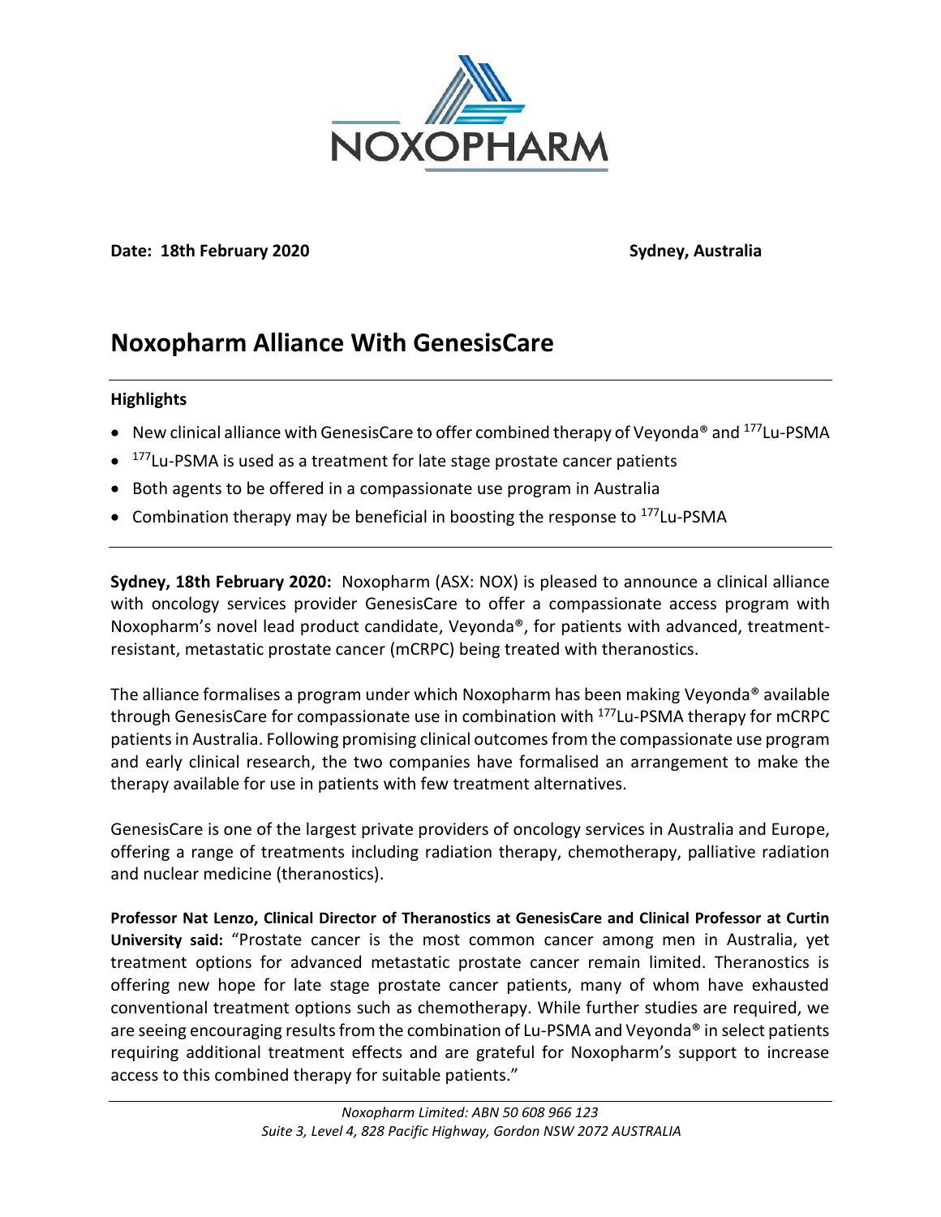NOXOPHARM

**Date: 18th February 2020** **Sydney, Australia**

# Noxopharm Alliance With GenesisCare

**Highlights**

- New clinical alliance with GenesisCare to offer combined therapy of Veyonda® and $^{177}$Lu-PSMA
- $^{177}$Lu-PSMA is used as a treatment for late stage prostate cancer patients
- Both agents to be offered in a compassionate use program in Australia
- Combination therapy may be beneficial in boosting the response to $^{177}$Lu-PSMA

**Sydney, 18th February 2020:** Noxopharm (ASX: NOX) is pleased to announce a clinical alliance with oncology services provider GenesisCare to offer a compassionate access program with Noxopharm's novel lead product candidate, Veyonda®, for patients with advanced, treatment-resistant, metastatic prostate cancer (mCRPC) being treated with theranostics.

The alliance formalises a program under which Noxopharm has been making Veyonda® available through GenesisCare for compassionate use in combination with $^{177}$Lu-PSMA therapy for mCRPC patients in Australia. Following promising clinical outcomes from the compassionate use program and early clinical research, the two companies have formalised an arrangement to make the therapy available for use in patients with few treatment alternatives.

GenesisCare is one of the largest private providers of oncology services in Australia and Europe, offering a range of treatments including radiation therapy, chemotherapy, palliative radiation and nuclear medicine (theranostics).

**Professor Nat Lenzo, Clinical Director of Theranostics at GenesisCare and Clinical Professor at Curtin University said:** "Prostate cancer is the most common cancer among men in Australia, yet treatment options for advanced metastatic prostate cancer remain limited. Theranostics is offering new hope for late stage prostate cancer patients, many of whom have exhausted conventional treatment options such as chemotherapy. While further studies are required, we are seeing encouraging results from the combination of Lu-PSMA and Veyonda® in select patients requiring additional treatment effects and are grateful for Noxopharm's support to increase access to this combined therapy for suitable patients."

*Noxopharm Limited: ABN 50 608 966 123*
*Suite 3, Level 4, 828 Pacific Highway, Gordon NSW 2072 AUSTRALIA*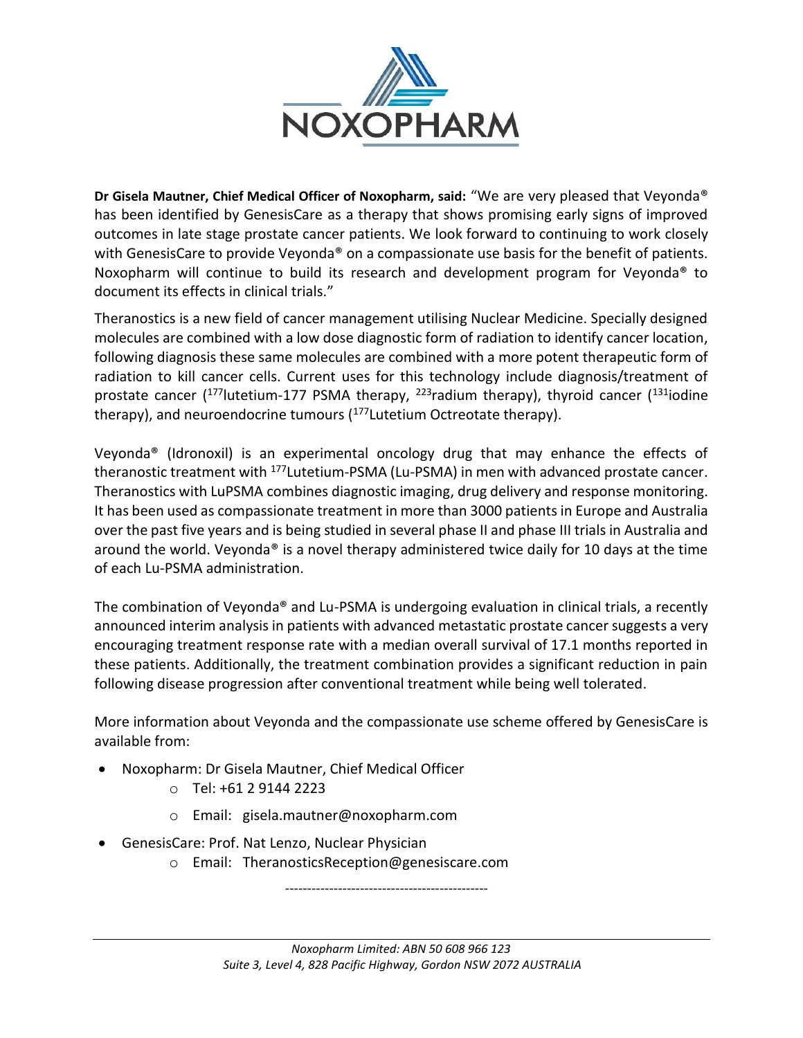**Dr Gisela Mautner, Chief Medical Officer of Noxopharm, said:** "We are very pleased that Veyonda® has been identified by GenesisCare as a therapy that shows promising early signs of improved outcomes in late stage prostate cancer patients. We look forward to continuing to work closely with GenesisCare to provide Veyonda® on a compassionate use basis for the benefit of patients. Noxopharm will continue to build its research and development program for Veyonda® to document its effects in clinical trials."

Theranostics is a new field of cancer management utilising Nuclear Medicine. Specially designed molecules are combined with a low dose diagnostic form of radiation to identify cancer location, following diagnosis these same molecules are combined with a more potent therapeutic form of radiation to kill cancer cells. Current uses for this technology include diagnosis/treatment of prostate cancer ($^{177}$lutetium-177 PSMA therapy, $^{223}$radium therapy), thyroid cancer ($^{131}$iodine therapy), and neuroendocrine tumours ($^{177}$Lutetium Octreotate therapy).

Veyonda® (Idronoxil) is an experimental oncology drug that may enhance the effects of theranostic treatment with $^{177}$Lutetium-PSMA (Lu-PSMA) in men with advanced prostate cancer. Theranostics with LuPSMA combines diagnostic imaging, drug delivery and response monitoring. It has been used as compassionate treatment in more than 3000 patients in Europe and Australia over the past five years and is being studied in several phase II and phase III trials in Australia and around the world. Veyonda® is a novel therapy administered twice daily for 10 days at the time of each Lu-PSMA administration.

The combination of Veyonda® and Lu-PSMA is undergoing evaluation in clinical trials, a recently announced interim analysis in patients with advanced metastatic prostate cancer suggests a very encouraging treatment response rate with a median overall survival of 17.1 months reported in these patients. Additionally, the treatment combination provides a significant reduction in pain following disease progression after conventional treatment while being well tolerated.

More information about Veyonda and the compassionate use scheme offered by GenesisCare is available from:

- Noxopharm: Dr Gisela Mautner, Chief Medical Officer
  - Tel: +61 2 9144 2223
  - Email: gisela.mautner@noxopharm.com
- GenesisCare: Prof. Nat Lenzo, Nuclear Physician
  - Email: TheranosticsReception@genesiscare.com

---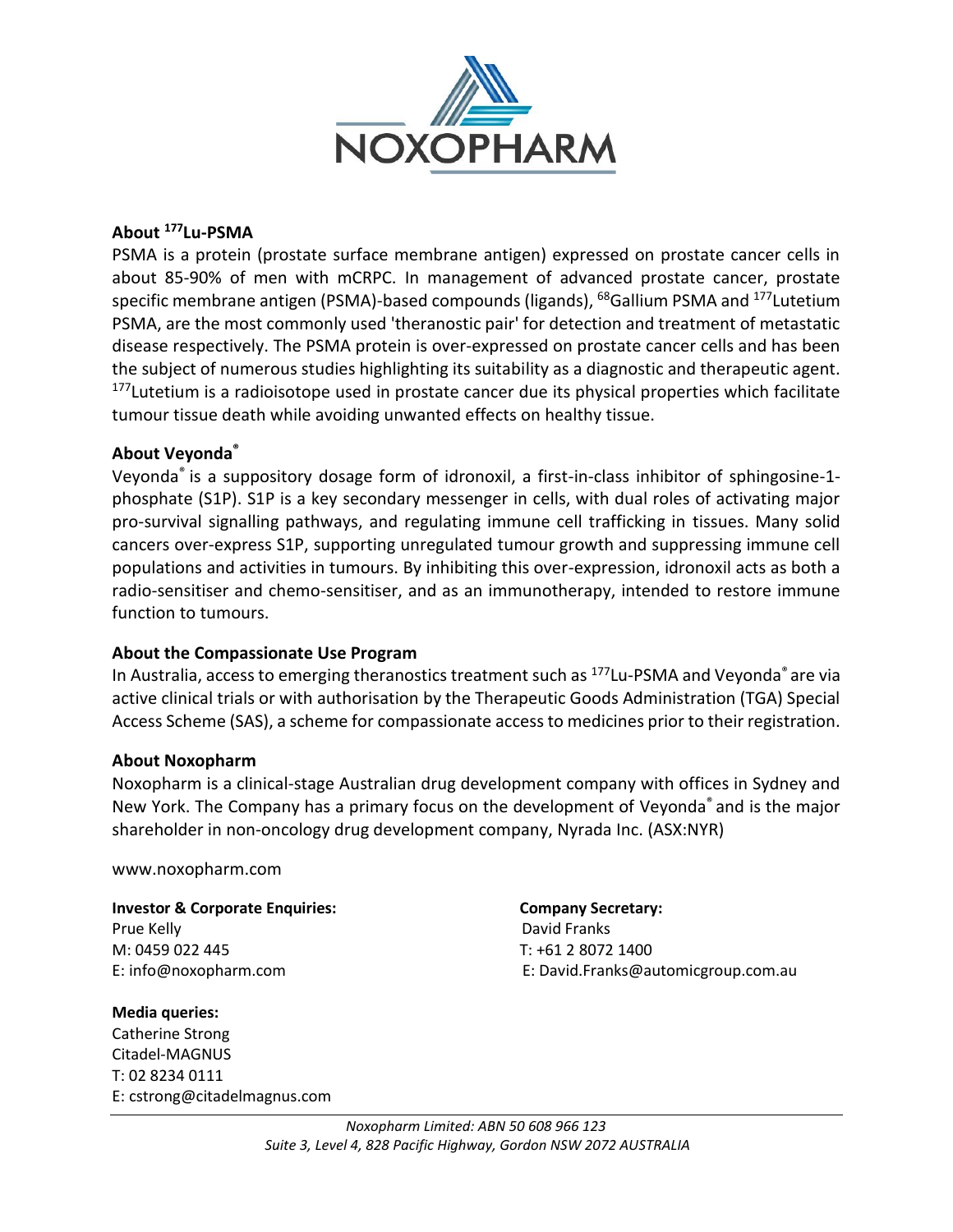### About $^{177}$Lu-PSMA

PSMA is a protein (prostate surface membrane antigen) expressed on prostate cancer cells in about 85-90% of men with mCRPC. In management of advanced prostate cancer, prostate specific membrane antigen (PSMA)-based compounds (ligands), $^{68}$Gallium PSMA and $^{177}$Lutetium PSMA, are the most commonly used 'theranostic pair' for detection and treatment of metastatic disease respectively. The PSMA protein is over-expressed on prostate cancer cells and has been the subject of numerous studies highlighting its suitability as a diagnostic and therapeutic agent. $^{177}$Lutetium is a radioisotope used in prostate cancer due its physical properties which facilitate tumour tissue death while avoiding unwanted effects on healthy tissue.

### About Veyonda®

Veyonda® is a suppository dosage form of idronoxil, a first-in-class inhibitor of sphingosine-1-phosphate (S1P). S1P is a key secondary messenger in cells, with dual roles of activating major pro-survival signalling pathways, and regulating immune cell trafficking in tissues. Many solid cancers over-express S1P, supporting unregulated tumour growth and suppressing immune cell populations and activities in tumours. By inhibiting this over-expression, idronoxil acts as both a radio-sensitiser and chemo-sensitiser, and as an immunotherapy, intended to restore immune function to tumours.

### About the Compassionate Use Program

In Australia, access to emerging theranostics treatment such as $^{177}$Lu-PSMA and Veyonda® are via active clinical trials or with authorisation by the Therapeutic Goods Administration (TGA) Special Access Scheme (SAS), a scheme for compassionate access to medicines prior to their registration.

### About Noxopharm

Noxopharm is a clinical-stage Australian drug development company with offices in Sydney and New York. The Company has a primary focus on the development of Veyonda® and is the major shareholder in non-oncology drug development company, Nyrada Inc. (ASX:NYR)

www.noxopharm.com

**Investor & Corporate Enquiries:**
Prue Kelly
M: 0459 022 445
E: info@noxopharm.com

**Company Secretary:**
David Franks
T: +61 2 8072 1400
E: David.Franks@automicgroup.com.au

**Media queries:**
Catherine Strong
Citadel-MAGNUS
T: 02 8234 0111
E: cstrong@citadelmagnus.com

*Noxopharm Limited: ABN 50 608 966 123*
*Suite 3, Level 4, 828 Pacific Highway, Gordon NSW 2072 AUSTRALIA*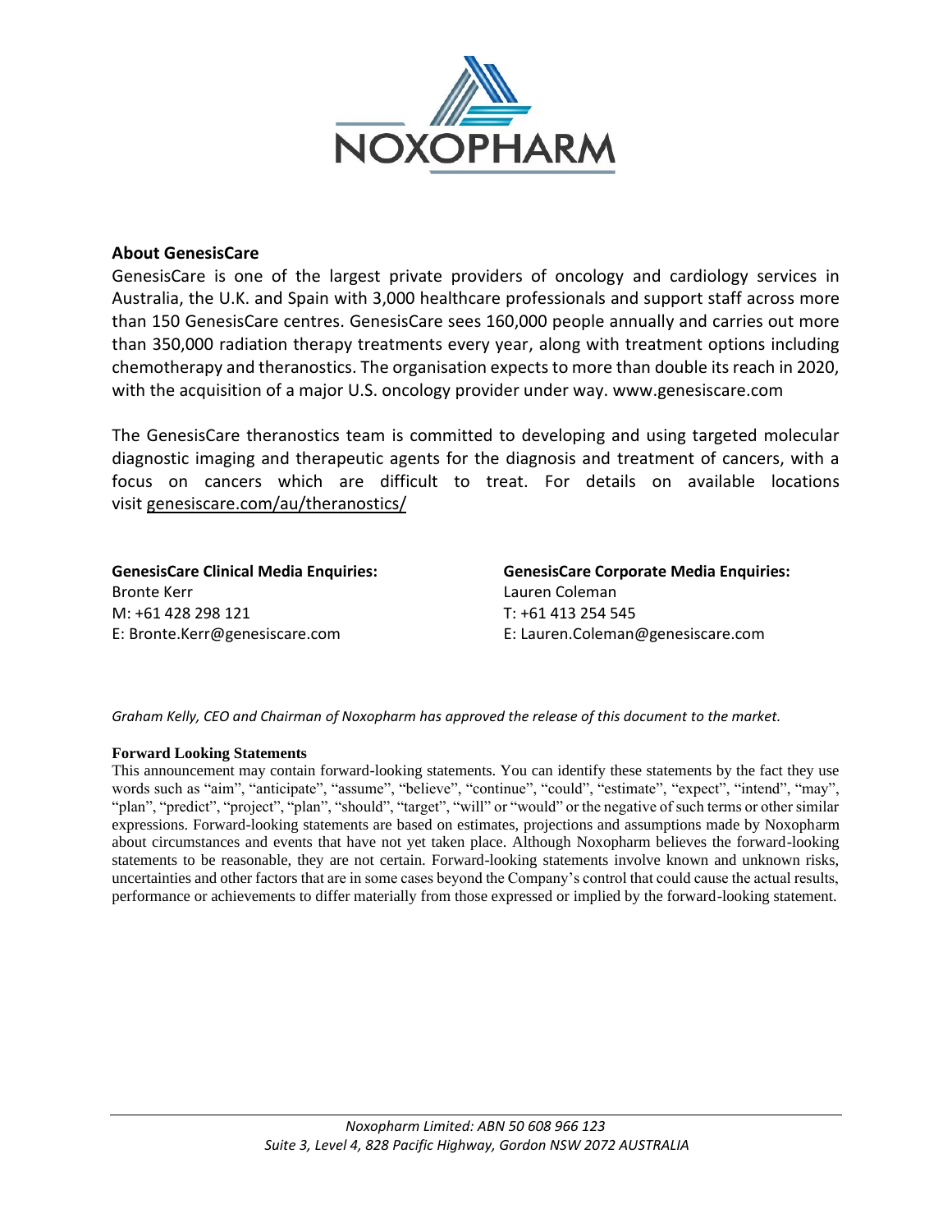## About GenesisCare

GenesisCare is one of the largest private providers of oncology and cardiology services in Australia, the U.K. and Spain with 3,000 healthcare professionals and support staff across more than 150 GenesisCare centres. GenesisCare sees 160,000 people annually and carries out more than 350,000 radiation therapy treatments every year, along with treatment options including chemotherapy and theranostics. The organisation expects to more than double its reach in 2020, with the acquisition of a major U.S. oncology provider under way. www.genesiscare.com

The GenesisCare theranostics team is committed to developing and using targeted molecular diagnostic imaging and therapeutic agents for the diagnosis and treatment of cancers, with a focus on cancers which are difficult to treat. For details on available locations visit genesiscare.com/au/theranostics/

**GenesisCare Clinical Media Enquiries:**
Bronte Kerr
M: +61 428 298 121
E: Bronte.Kerr@genesiscare.com

**GenesisCare Corporate Media Enquiries:**
Lauren Coleman
T: +61 413 254 545
E: Lauren.Coleman@genesiscare.com

*Graham Kelly, CEO and Chairman of Noxopharm has approved the release of this document to the market.*

**Forward Looking Statements**

This announcement may contain forward-looking statements. You can identify these statements by the fact they use words such as "aim", "anticipate", "assume", "believe", "continue", "could", "estimate", "expect", "intend", "may", "plan", "predict", "project", "plan", "should", "target", "will" or "would" or the negative of such terms or other similar expressions. Forward-looking statements are based on estimates, projections and assumptions made by Noxopharm about circumstances and events that have not yet taken place. Although Noxopharm believes the forward-looking statements to be reasonable, they are not certain. Forward-looking statements involve known and unknown risks, uncertainties and other factors that are in some cases beyond the Company's control that could cause the actual results, performance or achievements to differ materially from those expressed or implied by the forward-looking statement.